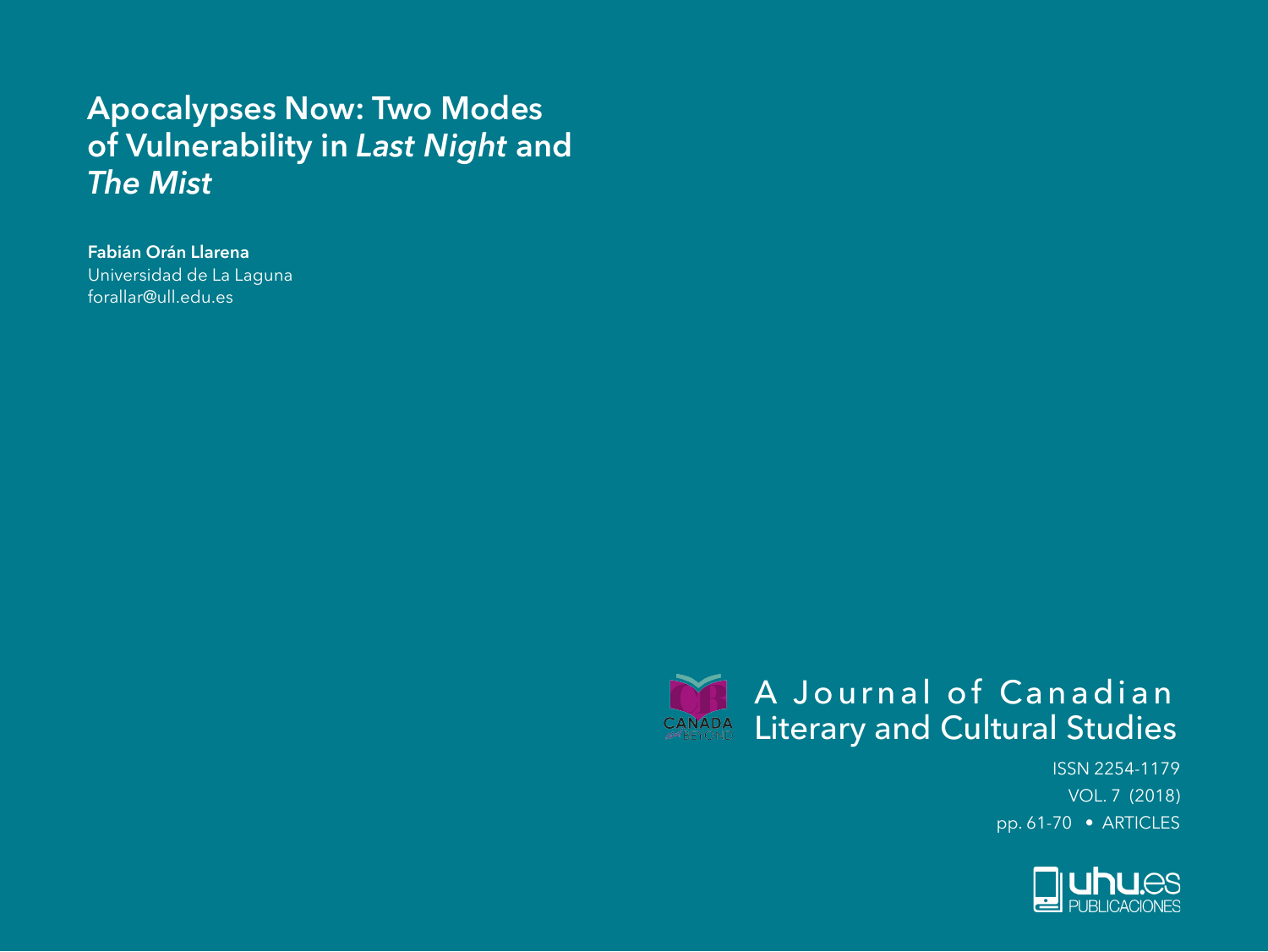# Apocalypses Now: Two Modes of Vulnerability in *Last Night* and *The Mist*

**Fabián Orán Llarena**
Universidad de La Laguna
forallar@ull.edu.es

A Journal of Canadian Literary and Cultural Studies

ISSN 2254-1179
VOL. 7 (2018)
pp. 61-70 • ARTICLES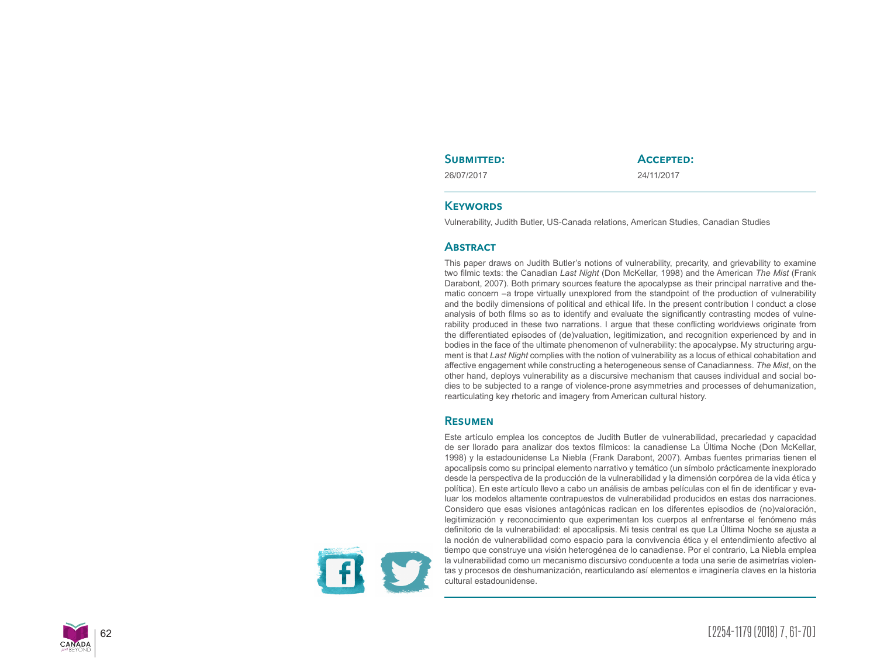**Submitted:** 26/07/2017

**Accepted:** 24/11/2017

## Keywords

Vulnerability, Judith Butler, US-Canada relations, American Studies, Canadian Studies

## Abstract

This paper draws on Judith Butler's notions of vulnerability, precarity, and grievability to examine two filmic texts: the Canadian *Last Night* (Don McKellar, 1998) and the American *The Mist* (Frank Darabont, 2007). Both primary sources feature the apocalypse as their principal narrative and thematic concern –a trope virtually unexplored from the standpoint of the production of vulnerability and the bodily dimensions of political and ethical life. In the present contribution I conduct a close analysis of both films so as to identify and evaluate the significantly contrasting modes of vulnerability produced in these two narrations. I argue that these conflicting worldviews originate from the differentiated episodes of (de)valuation, legitimization, and recognition experienced by and in bodies in the face of the ultimate phenomenon of vulnerability: the apocalypse. My structuring argument is that *Last Night* complies with the notion of vulnerability as a locus of ethical cohabitation and affective engagement while constructing a heterogeneous sense of Canadianness. *The Mist*, on the other hand, deploys vulnerability as a discursive mechanism that causes individual and social bodies to be subjected to a range of violence-prone asymmetries and processes of dehumanization, rearticulating key rhetoric and imagery from American cultural history.

## Resumen

Este artículo emplea los conceptos de Judith Butler de vulnerabilidad, precariedad y capacidad de ser llorado para analizar dos textos fílmicos: la canadiense La Última Noche (Don McKellar, 1998) y la estadounidense La Niebla (Frank Darabont, 2007). Ambas fuentes primarias tienen el apocalipsis como su principal elemento narrativo y temático (un símbolo prácticamente inexplorado desde la perspectiva de la producción de la vulnerabilidad y la dimensión corpórea de la vida ética y política). En este artículo llevo a cabo un análisis de ambas películas con el fin de identificar y evaluar los modelos altamente contrapuestos de vulnerabilidad producidos en estas dos narraciones. Considero que esas visiones antagónicas radican en los diferentes episodios de (no)valoración, legitimización y reconocimiento que experimentan los cuerpos al enfrentarse el fenómeno más definitorio de la vulnerabilidad: el apocalipsis. Mi tesis central es que La Última Noche se ajusta a la noción de vulnerabilidad como espacio para la convivencia ética y el entendimiento afectivo al tiempo que construye una visión heterogénea de lo canadiense. Por el contrario, La Niebla emplea la vulnerabilidad como un mecanismo discursivo conducente a toda una serie de asimetrías violentas y procesos de deshumanización, rearticulando así elementos e imaginería claves en la historia cultural estadounidense.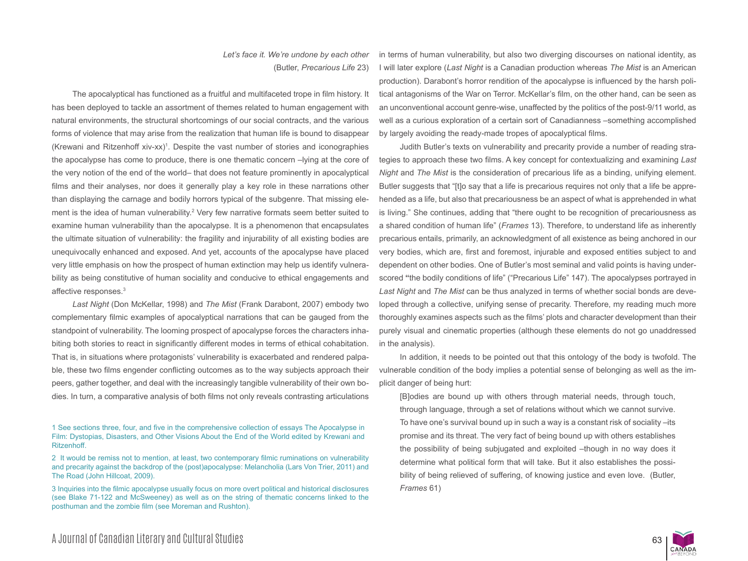*Let's face it. We're undone by each other*
(Butler, *Precarious Life* 23)

The apocalyptical has functioned as a fruitful and multifaceted trope in film history. It has been deployed to tackle an assortment of themes related to human engagement with natural environments, the structural shortcomings of our social contracts, and the various forms of violence that may arise from the realization that human life is bound to disappear (Krewani and Ritzenhoff xiv-xx)[1]. Despite the vast number of stories and iconographies the apocalypse has come to produce, there is one thematic concern –lying at the core of the very notion of the end of the world– that does not feature prominently in apocalyptical films and their analyses, nor does it generally play a key role in these narrations other than displaying the carnage and bodily horrors typical of the subgenre. That missing element is the idea of human vulnerability.[2] Very few narrative formats seem better suited to examine human vulnerability than the apocalypse. It is a phenomenon that encapsulates the ultimate situation of vulnerability: the fragility and injurability of all existing bodies are unequivocally enhanced and exposed. And yet, accounts of the apocalypse have placed very little emphasis on how the prospect of human extinction may help us identify vulnerability as being constitutive of human sociality and conducive to ethical engagements and affective responses.[3]

*Last Night* (Don McKellar, 1998) and *The Mist* (Frank Darabont, 2007) embody two complementary filmic examples of apocalyptical narrations that can be gauged from the standpoint of vulnerability. The looming prospect of apocalypse forces the characters inhabiting both stories to react in significantly different modes in terms of ethical cohabitation. That is, in situations where protagonists' vulnerability is exacerbated and rendered palpable, these two films engender conflicting outcomes as to the way subjects approach their peers, gather together, and deal with the increasingly tangible vulnerability of their own bodies. In turn, a comparative analysis of both films not only reveals contrasting articulations in terms of human vulnerability, but also two diverging discourses on national identity, as I will later explore (*Last Night* is a Canadian production whereas *The Mist* is an American production). Darabont's horror rendition of the apocalypse is influenced by the harsh political antagonisms of the War on Terror. McKellar's film, on the other hand, can be seen as an unconventional account genre-wise, unaffected by the politics of the post-9/11 world, as well as a curious exploration of a certain sort of Canadianness –something accomplished by largely avoiding the ready-made tropes of apocalyptical films.

Judith Butler's texts on vulnerability and precarity provide a number of reading strategies to approach these two films. A key concept for contextualizing and examining *Last Night* and *The Mist* is the consideration of precarious life as a binding, unifying element. Butler suggests that "[t]o say that a life is precarious requires not only that a life be apprehended as a life, but also that precariousness be an aspect of what is apprehended in what is living." She continues, adding that "there ought to be recognition of precariousness as a shared condition of human life" (*Frames* 13). Therefore, to understand life as inherently precarious entails, primarily, an acknowledgment of all existence as being anchored in our very bodies, which are, first and foremost, injurable and exposed entities subject to and dependent on other bodies. One of Butler's most seminal and valid points is having underscored "the bodily conditions of life" ("Precarious Life" 147). The apocalypses portrayed in *Last Night* and *The Mist* can be thus analyzed in terms of whether social bonds are developed through a collective, unifying sense of precarity. Therefore, my reading much more thoroughly examines aspects such as the films' plots and character development than their purely visual and cinematic properties (although these elements do not go unaddressed in the analysis).

In addition, it needs to be pointed out that this ontology of the body is twofold. The vulnerable condition of the body implies a potential sense of belonging as well as the implicit danger of being hurt:

> [B]odies are bound up with others through material needs, through touch, through language, through a set of relations without which we cannot survive. To have one's survival bound up in such a way is a constant risk of sociality –its promise and its threat. The very fact of being bound up with others establishes the possibility of being subjugated and exploited –though in no way does it determine what political form that will take. But it also establishes the possibility of being relieved of suffering, of knowing justice and even love. (Butler, *Frames* 61)

---

1 See sections three, four, and five in the comprehensive collection of essays The Apocalypse in Film: Dystopias, Disasters, and Other Visions About the End of the World edited by Krewani and Ritzenhoff.

2 It would be remiss not to mention, at least, two contemporary filmic ruminations on vulnerability and precarity against the backdrop of the (post)apocalypse: Melancholia (Lars Von Trier, 2011) and The Road (John Hillcoat, 2009).

3 Inquiries into the filmic apocalypse usually focus on more overt political and historical disclosures (see Blake 71-122 and McSweeney) as well as on the string of thematic concerns linked to the posthuman and the zombie film (see Moreman and Rushton).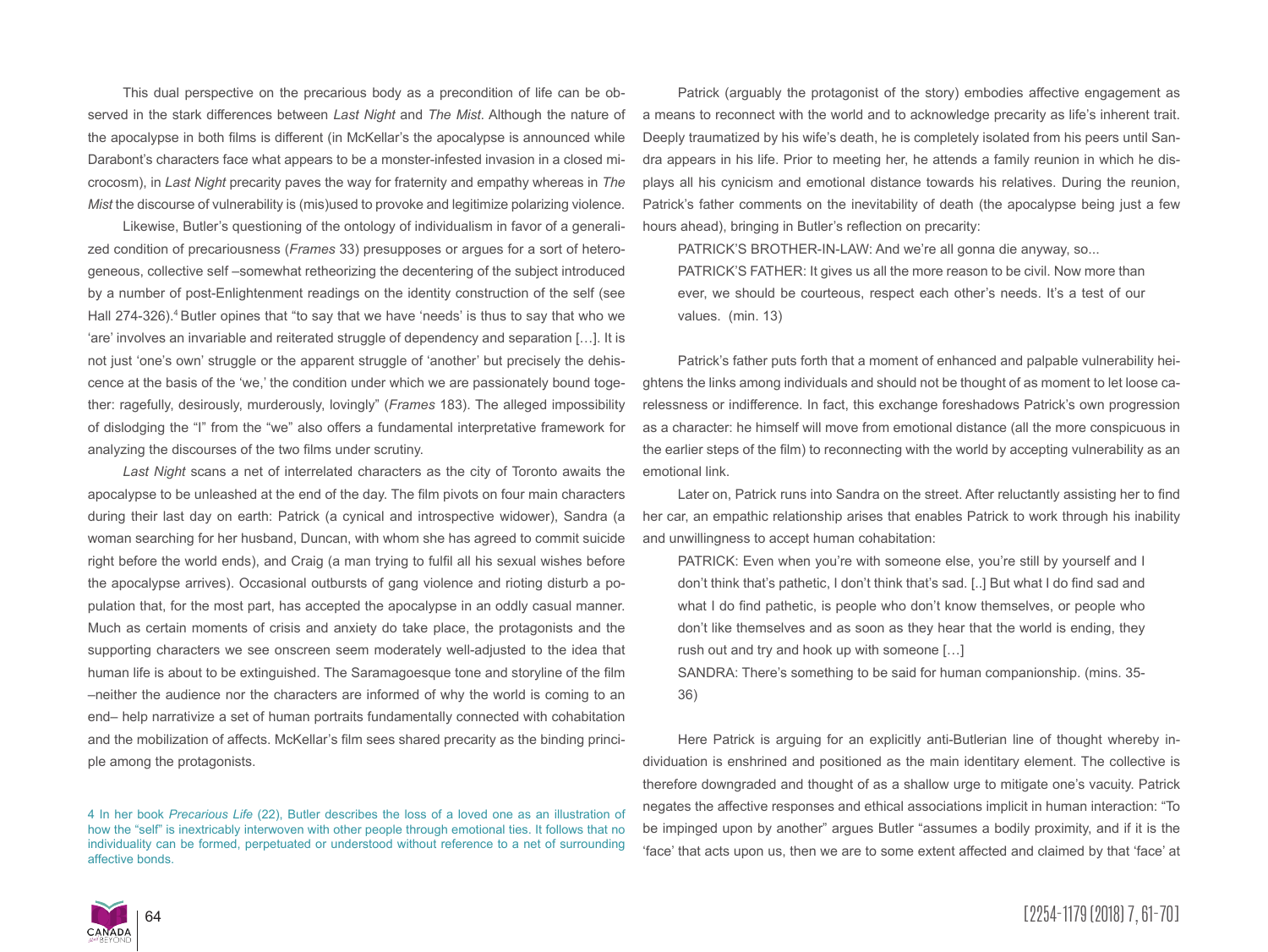This dual perspective on the precarious body as a precondition of life can be observed in the stark differences between *Last Night* and *The Mist*. Although the nature of the apocalypse in both films is different (in McKellar's the apocalypse is announced while Darabont's characters face what appears to be a monster-infested invasion in a closed microcosm), in *Last Night* precarity paves the way for fraternity and empathy whereas in *The Mist* the discourse of vulnerability is (mis)used to provoke and legitimize polarizing violence.

Likewise, Butler's questioning of the ontology of individualism in favor of a generalized condition of precariousness (*Frames* 33) presupposes or argues for a sort of heterogeneous, collective self –somewhat retheorizing the decentering of the subject introduced by a number of post-Enlightenment readings on the identity construction of the self (see Hall 274-326).[4] Butler opines that "to say that we have 'needs' is thus to say that who we 'are' involves an invariable and reiterated struggle of dependency and separation […]. It is not just 'one's own' struggle or the apparent struggle of 'another' but precisely the dehiscence at the basis of the 'we,' the condition under which we are passionately bound together: ragefully, desirously, murderously, lovingly" (*Frames* 183). The alleged impossibility of dislodging the "I" from the "we" also offers a fundamental interpretative framework for analyzing the discourses of the two films under scrutiny.

*Last Night* scans a net of interrelated characters as the city of Toronto awaits the apocalypse to be unleashed at the end of the day. The film pivots on four main characters during their last day on earth: Patrick (a cynical and introspective widower), Sandra (a woman searching for her husband, Duncan, with whom she has agreed to commit suicide right before the world ends), and Craig (a man trying to fulfil all his sexual wishes before the apocalypse arrives). Occasional outbursts of gang violence and rioting disturb a population that, for the most part, has accepted the apocalypse in an oddly casual manner. Much as certain moments of crisis and anxiety do take place, the protagonists and the supporting characters we see onscreen seem moderately well-adjusted to the idea that human life is about to be extinguished. The Saramagoesque tone and storyline of the film –neither the audience nor the characters are informed of why the world is coming to an end– help narrativize a set of human portraits fundamentally connected with cohabitation and the mobilization of affects. McKellar's film sees shared precarity as the binding principle among the protagonists.

4 In her book *Precarious Life* (22), Butler describes the loss of a loved one as an illustration of how the "self" is inextricably interwoven with other people through emotional ties. It follows that no individuality can be formed, perpetuated or understood without reference to a net of surrounding affective bonds.

Patrick (arguably the protagonist of the story) embodies affective engagement as a means to reconnect with the world and to acknowledge precarity as life's inherent trait. Deeply traumatized by his wife's death, he is completely isolated from his peers until Sandra appears in his life. Prior to meeting her, he attends a family reunion in which he displays all his cynicism and emotional distance towards his relatives. During the reunion, Patrick's father comments on the inevitability of death (the apocalypse being just a few hours ahead), bringing in Butler's reflection on precarity:

> PATRICK'S BROTHER-IN-LAW: And we're all gonna die anyway, so...
> PATRICK'S FATHER: It gives us all the more reason to be civil. Now more than ever, we should be courteous, respect each other's needs. It's a test of our values. (min. 13)

Patrick's father puts forth that a moment of enhanced and palpable vulnerability heightens the links among individuals and should not be thought of as moment to let loose carelessness or indifference. In fact, this exchange foreshadows Patrick's own progression as a character: he himself will move from emotional distance (all the more conspicuous in the earlier steps of the film) to reconnecting with the world by accepting vulnerability as an emotional link.

Later on, Patrick runs into Sandra on the street. After reluctantly assisting her to find her car, an empathic relationship arises that enables Patrick to work through his inability and unwillingness to accept human cohabitation:

> PATRICK: Even when you're with someone else, you're still by yourself and I don't think that's pathetic, I don't think that's sad. [..] But what I do find sad and what I do find pathetic, is people who don't know themselves, or people who don't like themselves and as soon as they hear that the world is ending, they rush out and try and hook up with someone […]
> SANDRA: There's something to be said for human companionship. (mins. 35-36)

Here Patrick is arguing for an explicitly anti-Butlerian line of thought whereby individuation is enshrined and positioned as the main identitary element. The collective is therefore downgraded and thought of as a shallow urge to mitigate one's vacuity. Patrick negates the affective responses and ethical associations implicit in human interaction: "To be impinged upon by another" argues Butler "assumes a bodily proximity, and if it is the 'face' that acts upon us, then we are to some extent affected and claimed by that 'face' at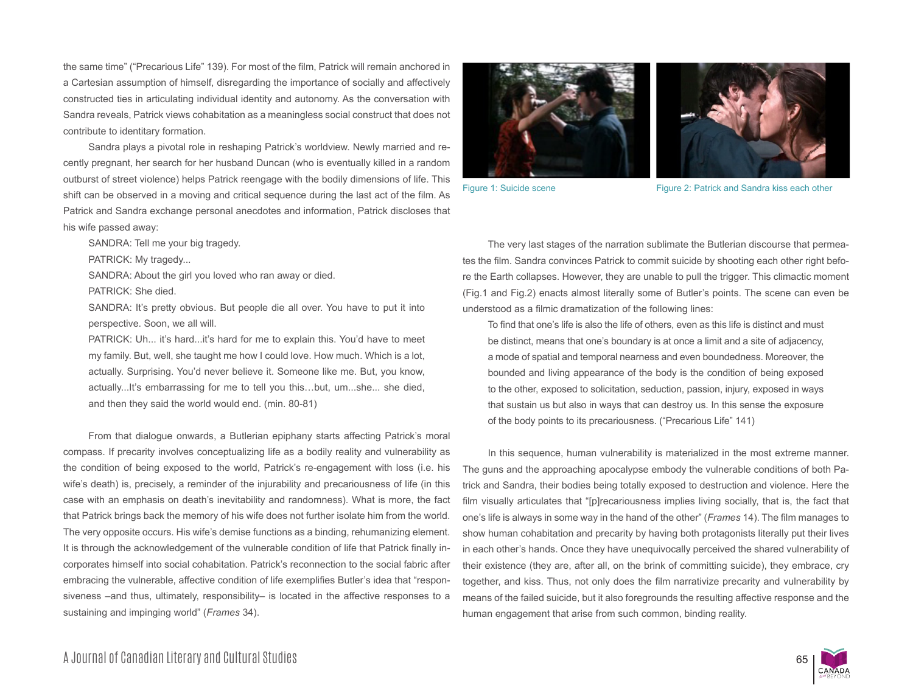the same time" ("Precarious Life" 139). For most of the film, Patrick will remain anchored in a Cartesian assumption of himself, disregarding the importance of socially and affectively constructed ties in articulating individual identity and autonomy. As the conversation with Sandra reveals, Patrick views cohabitation as a meaningless social construct that does not contribute to identitary formation.

Sandra plays a pivotal role in reshaping Patrick's worldview. Newly married and recently pregnant, her search for her husband Duncan (who is eventually killed in a random outburst of street violence) helps Patrick reengage with the bodily dimensions of life. This shift can be observed in a moving and critical sequence during the last act of the film. As Patrick and Sandra exchange personal anecdotes and information, Patrick discloses that his wife passed away:

> SANDRA: Tell me your big tragedy.
>
> PATRICK: My tragedy...
>
> SANDRA: About the girl you loved who ran away or died.
>
> PATRICK: She died.
>
> SANDRA: It's pretty obvious. But people die all over. You have to put it into perspective. Soon, we all will.
>
> PATRICK: Uh... it's hard...it's hard for me to explain this. You'd have to meet my family. But, well, she taught me how I could love. How much. Which is a lot, actually. Surprising. You'd never believe it. Someone like me. But, you know, actually...It's embarrassing for me to tell you this…but, um...she... she died, and then they said the world would end. (min. 80-81)

From that dialogue onwards, a Butlerian epiphany starts affecting Patrick's moral compass. If precarity involves conceptualizing life as a bodily reality and vulnerability as the condition of being exposed to the world, Patrick's re-engagement with loss (i.e. his wife's death) is, precisely, a reminder of the injurability and precariousness of life (in this case with an emphasis on death's inevitability and randomness). What is more, the fact that Patrick brings back the memory of his wife does not further isolate him from the world. The very opposite occurs. His wife's demise functions as a binding, rehumanizing element. It is through the acknowledgement of the vulnerable condition of life that Patrick finally incorporates himself into social cohabitation. Patrick's reconnection to the social fabric after embracing the vulnerable, affective condition of life exemplifies Butler's idea that "responsiveness –and thus, ultimately, responsibility– is located in the affective responses to a sustaining and impinging world" (*Frames* 34).

Figure 1: Suicide scene

Figure 2: Patrick and Sandra kiss each other

The very last stages of the narration sublimate the Butlerian discourse that permeates the film. Sandra convinces Patrick to commit suicide by shooting each other right before the Earth collapses. However, they are unable to pull the trigger. This climactic moment (Fig.1 and Fig.2) enacts almost literally some of Butler's points. The scene can even be understood as a filmic dramatization of the following lines:

> To find that one's life is also the life of others, even as this life is distinct and must be distinct, means that one's boundary is at once a limit and a site of adjacency, a mode of spatial and temporal nearness and even boundedness. Moreover, the bounded and living appearance of the body is the condition of being exposed to the other, exposed to solicitation, seduction, passion, injury, exposed in ways that sustain us but also in ways that can destroy us. In this sense the exposure of the body points to its precariousness. ("Precarious Life" 141)

In this sequence, human vulnerability is materialized in the most extreme manner. The guns and the approaching apocalypse embody the vulnerable conditions of both Patrick and Sandra, their bodies being totally exposed to destruction and violence. Here the film visually articulates that "[p]recariousness implies living socially, that is, the fact that one's life is always in some way in the hand of the other" (*Frames* 14). The film manages to show human cohabitation and precarity by having both protagonists literally put their lives in each other's hands. Once they have unequivocally perceived the shared vulnerability of their existence (they are, after all, on the brink of committing suicide), they embrace, cry together, and kiss. Thus, not only does the film narrativize precarity and vulnerability by means of the failed suicide, but it also foregrounds the resulting affective response and the human engagement that arise from such common, binding reality.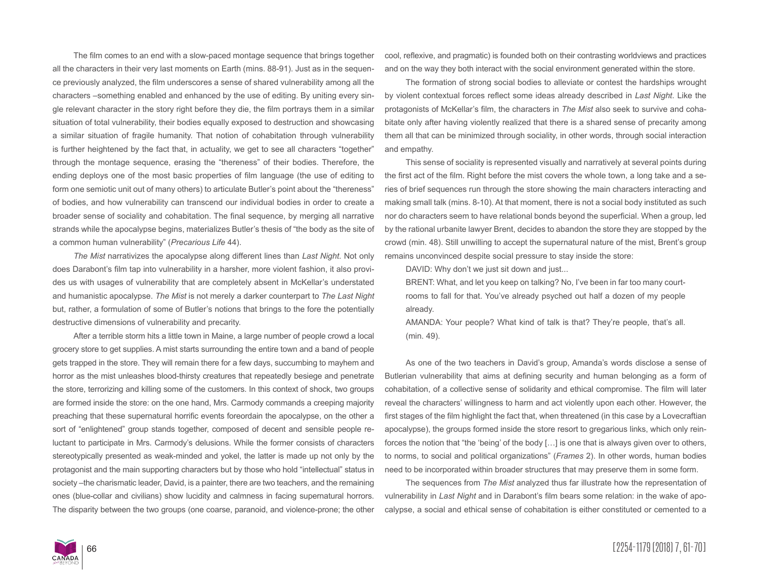The film comes to an end with a slow-paced montage sequence that brings together all the characters in their very last moments on Earth (mins. 88-91). Just as in the sequence previously analyzed, the film underscores a sense of shared vulnerability among all the characters –something enabled and enhanced by the use of editing. By uniting every single relevant character in the story right before they die, the film portrays them in a similar situation of total vulnerability, their bodies equally exposed to destruction and showcasing a similar situation of fragile humanity. That notion of cohabitation through vulnerability is further heightened by the fact that, in actuality, we get to see all characters "together" through the montage sequence, erasing the "thereness" of their bodies. Therefore, the ending deploys one of the most basic properties of film language (the use of editing to form one semiotic unit out of many others) to articulate Butler's point about the "thereness" of bodies, and how vulnerability can transcend our individual bodies in order to create a broader sense of sociality and cohabitation. The final sequence, by merging all narrative strands while the apocalypse begins, materializes Butler's thesis of "the body as the site of a common human vulnerability" (*Precarious Life* 44).

*The Mist* narrativizes the apocalypse along different lines than *Last Night*. Not only does Darabont's film tap into vulnerability in a harsher, more violent fashion, it also provides us with usages of vulnerability that are completely absent in McKellar's understated and humanistic apocalypse. *The Mist* is not merely a darker counterpart to *The Last Night* but, rather, a formulation of some of Butler's notions that brings to the fore the potentially destructive dimensions of vulnerability and precarity.

After a terrible storm hits a little town in Maine, a large number of people crowd a local grocery store to get supplies. A mist starts surrounding the entire town and a band of people gets trapped in the store. They will remain there for a few days, succumbing to mayhem and horror as the mist unleashes blood-thirsty creatures that repeatedly besiege and penetrate the store, terrorizing and killing some of the customers. In this context of shock, two groups are formed inside the store: on the one hand, Mrs. Carmody commands a creeping majority preaching that these supernatural horrific events foreordain the apocalypse, on the other a sort of "enlightened" group stands together, composed of decent and sensible people reluctant to participate in Mrs. Carmody's delusions. While the former consists of characters stereotypically presented as weak-minded and yokel, the latter is made up not only by the protagonist and the main supporting characters but by those who hold "intellectual" status in society –the charismatic leader, David, is a painter, there are two teachers, and the remaining ones (blue-collar and civilians) show lucidity and calmness in facing supernatural horrors. The disparity between the two groups (one coarse, paranoid, and violence-prone; the other cool, reflexive, and pragmatic) is founded both on their contrasting worldviews and practices and on the way they both interact with the social environment generated within the store.

The formation of strong social bodies to alleviate or contest the hardships wrought by violent contextual forces reflect some ideas already described in *Last Night*. Like the protagonists of McKellar's film, the characters in *The Mist* also seek to survive and cohabitate only after having violently realized that there is a shared sense of precarity among them all that can be minimized through sociality, in other words, through social interaction and empathy.

This sense of sociality is represented visually and narratively at several points during the first act of the film. Right before the mist covers the whole town, a long take and a series of brief sequences run through the store showing the main characters interacting and making small talk (mins. 8-10). At that moment, there is not a social body instituted as such nor do characters seem to have relational bonds beyond the superficial. When a group, led by the rational urbanite lawyer Brent, decides to abandon the store they are stopped by the crowd (min. 48). Still unwilling to accept the supernatural nature of the mist, Brent's group remains unconvinced despite social pressure to stay inside the store:

> DAVID: Why don't we just sit down and just...
>
> BRENT: What, and let you keep on talking? No, I've been in far too many courtrooms to fall for that. You've already psyched out half a dozen of my people already.
>
> AMANDA: Your people? What kind of talk is that? They're people, that's all. (min. 49).

As one of the two teachers in David's group, Amanda's words disclose a sense of Butlerian vulnerability that aims at defining security and human belonging as a form of cohabitation, of a collective sense of solidarity and ethical compromise. The film will later reveal the characters' willingness to harm and act violently upon each other. However, the first stages of the film highlight the fact that, when threatened (in this case by a Lovecraftian apocalypse), the groups formed inside the store resort to gregarious links, which only reinforces the notion that "the 'being' of the body […] is one that is always given over to others, to norms, to social and political organizations" (*Frames* 2). In other words, human bodies need to be incorporated within broader structures that may preserve them in some form.

The sequences from *The Mist* analyzed thus far illustrate how the representation of vulnerability in *Last Night* and in Darabont's film bears some relation: in the wake of apocalypse, a social and ethical sense of cohabitation is either constituted or cemented to a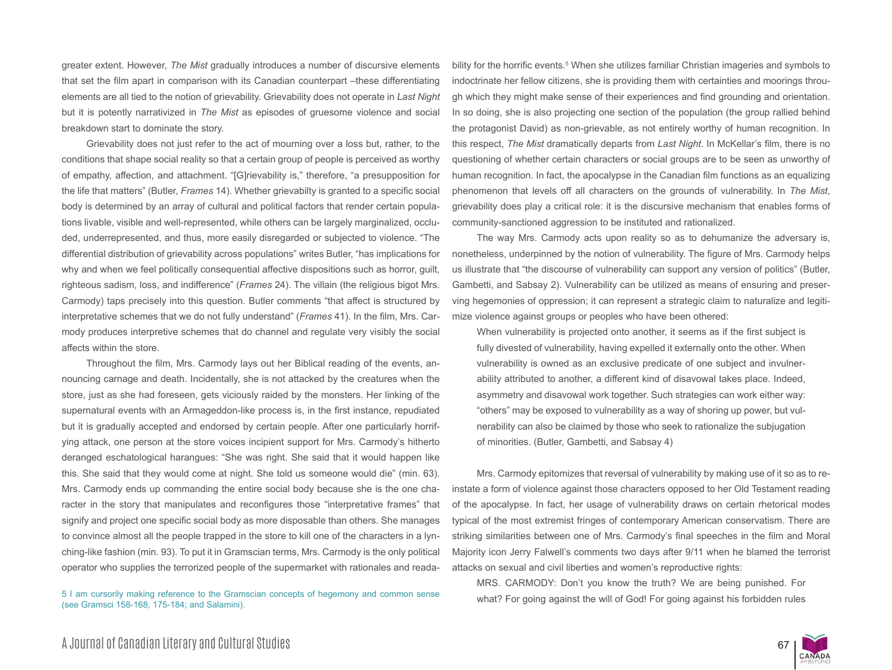greater extent. However, *The Mist* gradually introduces a number of discursive elements that set the film apart in comparison with its Canadian counterpart –these differentiating elements are all tied to the notion of grievability. Grievability does not operate in *Last Night* but it is potently narrativized in *The Mist* as episodes of gruesome violence and social breakdown start to dominate the story.

Grievability does not just refer to the act of mourning over a loss but, rather, to the conditions that shape social reality so that a certain group of people is perceived as worthy of empathy, affection, and attachment. "[G]rievability is," therefore, "a presupposition for the life that matters" (Butler, *Frames* 14). Whether grievabilty is granted to a specific social body is determined by an array of cultural and political factors that render certain populations livable, visible and well-represented, while others can be largely marginalized, occluded, underrepresented, and thus, more easily disregarded or subjected to violence. "The differential distribution of grievability across populations" writes Butler, "has implications for why and when we feel politically consequential affective dispositions such as horror, guilt, righteous sadism, loss, and indifference" (*Frames* 24). The villain (the religious bigot Mrs. Carmody) taps precisely into this question. Butler comments "that affect is structured by interpretative schemes that we do not fully understand" (*Frames* 41). In the film, Mrs. Carmody produces interpretive schemes that do channel and regulate very visibly the social affects within the store.

Throughout the film, Mrs. Carmody lays out her Biblical reading of the events, announcing carnage and death. Incidentally, she is not attacked by the creatures when the store, just as she had foreseen, gets viciously raided by the monsters. Her linking of the supernatural events with an Armageddon-like process is, in the first instance, repudiated but it is gradually accepted and endorsed by certain people. After one particularly horrifying attack, one person at the store voices incipient support for Mrs. Carmody's hitherto deranged eschatological harangues: "She was right. She said that it would happen like this. She said that they would come at night. She told us someone would die" (min. 63). Mrs. Carmody ends up commanding the entire social body because she is the one character in the story that manipulates and reconfigures those "interpretative frames" that signify and project one specific social body as more disposable than others. She manages to convince almost all the people trapped in the store to kill one of the characters in a lynching-like fashion (min. 93). To put it in Gramscian terms, Mrs. Carmody is the only political operator who supplies the terrorized people of the supermarket with rationales and readability for the horrific events.[5] When she utilizes familiar Christian imageries and symbols to indoctrinate her fellow citizens, she is providing them with certainties and moorings through which they might make sense of their experiences and find grounding and orientation. In so doing, she is also projecting one section of the population (the group rallied behind the protagonist David) as non-grievable, as not entirely worthy of human recognition. In this respect, *The Mist* dramatically departs from *Last Night*. In McKellar's film, there is no questioning of whether certain characters or social groups are to be seen as unworthy of human recognition. In fact, the apocalypse in the Canadian film functions as an equalizing phenomenon that levels off all characters on the grounds of vulnerability. In *The Mist*, grievability does play a critical role: it is the discursive mechanism that enables forms of community-sanctioned aggression to be instituted and rationalized.

The way Mrs. Carmody acts upon reality so as to dehumanize the adversary is, nonetheless, underpinned by the notion of vulnerability. The figure of Mrs. Carmody helps us illustrate that "the discourse of vulnerability can support any version of politics" (Butler, Gambetti, and Sabsay 2). Vulnerability can be utilized as means of ensuring and preserving hegemonies of oppression; it can represent a strategic claim to naturalize and legitimize violence against groups or peoples who have been othered:

> When vulnerability is projected onto another, it seems as if the first subject is fully divested of vulnerability, having expelled it externally onto the other. When vulnerability is owned as an exclusive predicate of one subject and invulnerability attributed to another, a different kind of disavowal takes place. Indeed, asymmetry and disavowal work together. Such strategies can work either way: "others" may be exposed to vulnerability as a way of shoring up power, but vulnerability can also be claimed by those who seek to rationalize the subjugation of minorities. (Butler, Gambetti, and Sabsay 4)

Mrs. Carmody epitomizes that reversal of vulnerability by making use of it so as to reinstate a form of violence against those characters opposed to her Old Testament reading of the apocalypse. In fact, her usage of vulnerability draws on certain rhetorical modes typical of the most extremist fringes of contemporary American conservatism. There are striking similarities between one of Mrs. Carmody's final speeches in the film and Moral Majority icon Jerry Falwell's comments two days after 9/11 when he blamed the terrorist attacks on sexual and civil liberties and women's reproductive rights:

> MRS. CARMODY: Don't you know the truth? We are being punished. For what? For going against the will of God! For going against his forbidden rules

5 I am cursorily making reference to the Gramscian concepts of hegemony and common sense (see Gramsci 158-168, 175-184; and Salamini).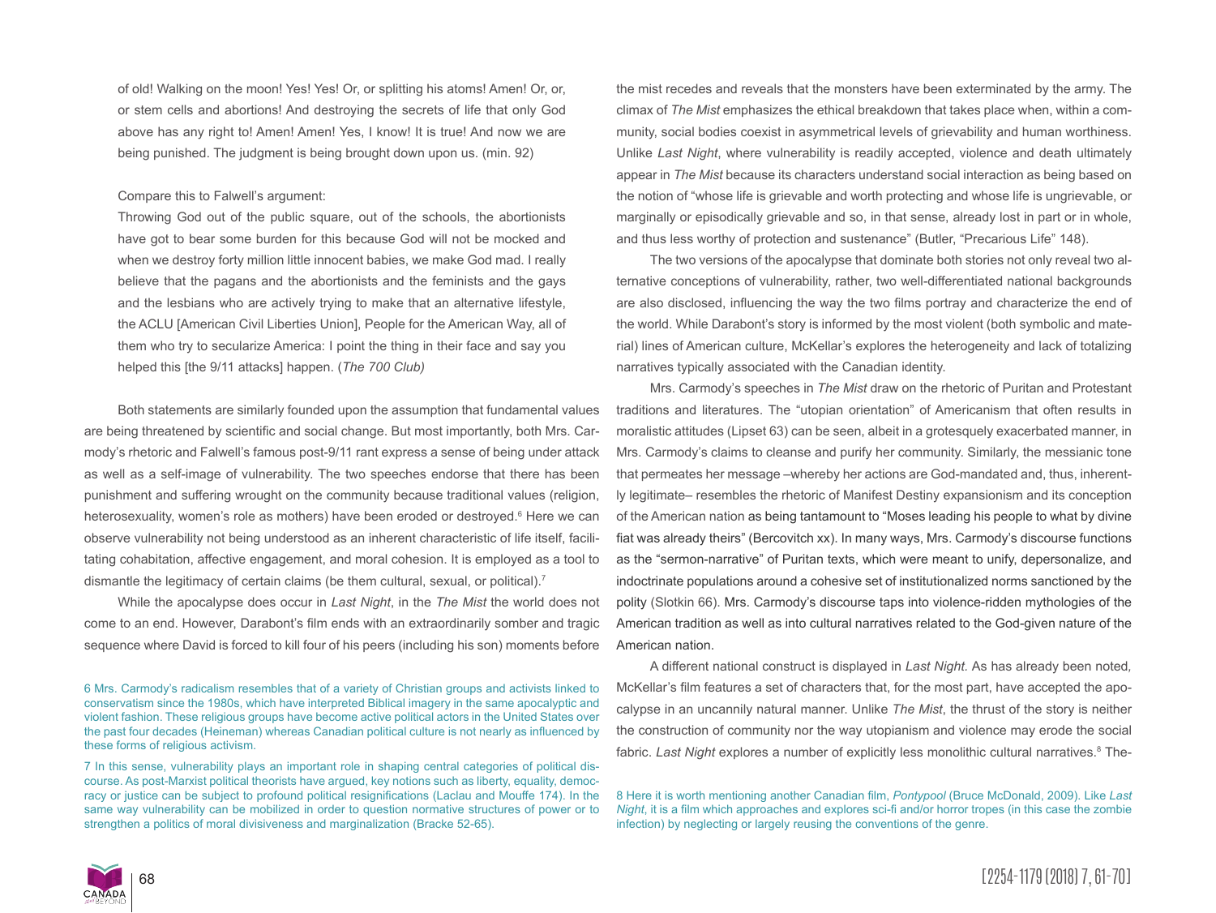of old! Walking on the moon! Yes! Yes! Or, or splitting his atoms! Amen! Or, or, or stem cells and abortions! And destroying the secrets of life that only God above has any right to! Amen! Amen! Yes, I know! It is true! And now we are being punished. The judgment is being brought down upon us. (min. 92)

Compare this to Falwell's argument:

> Throwing God out of the public square, out of the schools, the abortionists have got to bear some burden for this because God will not be mocked and when we destroy forty million little innocent babies, we make God mad. I really believe that the pagans and the abortionists and the feminists and the gays and the lesbians who are actively trying to make that an alternative lifestyle, the ACLU [American Civil Liberties Union], People for the American Way, all of them who try to secularize America: I point the thing in their face and say you helped this [the 9/11 attacks] happen. (*The 700 Club)*

Both statements are similarly founded upon the assumption that fundamental values are being threatened by scientific and social change. But most importantly, both Mrs. Carmody's rhetoric and Falwell's famous post-9/11 rant express a sense of being under attack as well as a self-image of vulnerability. The two speeches endorse that there has been punishment and suffering wrought on the community because traditional values (religion, heterosexuality, women's role as mothers) have been eroded or destroyed.[6] Here we can observe vulnerability not being understood as an inherent characteristic of life itself, facilitating cohabitation, affective engagement, and moral cohesion. It is employed as a tool to dismantle the legitimacy of certain claims (be them cultural, sexual, or political).[7]

While the apocalypse does occur in *Last Night*, in the *The Mist* the world does not come to an end. However, Darabont's film ends with an extraordinarily somber and tragic sequence where David is forced to kill four of his peers (including his son) moments before the mist recedes and reveals that the monsters have been exterminated by the army. The climax of *The Mist* emphasizes the ethical breakdown that takes place when, within a community, social bodies coexist in asymmetrical levels of grievability and human worthiness. Unlike *Last Night*, where vulnerability is readily accepted, violence and death ultimately appear in *The Mist* because its characters understand social interaction as being based on the notion of "whose life is grievable and worth protecting and whose life is ungrievable, or marginally or episodically grievable and so, in that sense, already lost in part or in whole, and thus less worthy of protection and sustenance" (Butler, "Precarious Life" 148).

The two versions of the apocalypse that dominate both stories not only reveal two alternative conceptions of vulnerability, rather, two well-differentiated national backgrounds are also disclosed, influencing the way the two films portray and characterize the end of the world. While Darabont's story is informed by the most violent (both symbolic and material) lines of American culture, McKellar's explores the heterogeneity and lack of totalizing narratives typically associated with the Canadian identity.

Mrs. Carmody's speeches in *The Mist* draw on the rhetoric of Puritan and Protestant traditions and literatures. The "utopian orientation" of Americanism that often results in moralistic attitudes (Lipset 63) can be seen, albeit in a grotesquely exacerbated manner, in Mrs. Carmody's claims to cleanse and purify her community. Similarly, the messianic tone that permeates her message –whereby her actions are God-mandated and, thus, inherently legitimate– resembles the rhetoric of Manifest Destiny expansionism and its conception of the American nation as being tantamount to "Moses leading his people to what by divine fiat was already theirs" (Bercovitch xx). In many ways, Mrs. Carmody's discourse functions as the "sermon-narrative" of Puritan texts, which were meant to unify, depersonalize, and indoctrinate populations around a cohesive set of institutionalized norms sanctioned by the polity (Slotkin 66). Mrs. Carmody's discourse taps into violence-ridden mythologies of the American tradition as well as into cultural narratives related to the God-given nature of the American nation.

A different national construct is displayed in *Last Night.* As has already been noted, McKellar's film features a set of characters that, for the most part, have accepted the apocalypse in an uncannily natural manner. Unlike *The Mist*, the thrust of the story is neither the construction of community nor the way utopianism and violence may erode the social fabric. *Last Night* explores a number of explicitly less monolithic cultural narratives.[8] The-

---

6 Mrs. Carmody's radicalism resembles that of a variety of Christian groups and activists linked to conservatism since the 1980s, which have interpreted Biblical imagery in the same apocalyptic and violent fashion. These religious groups have become active political actors in the United States over the past four decades (Heineman) whereas Canadian political culture is not nearly as influenced by these forms of religious activism.

7 In this sense, vulnerability plays an important role in shaping central categories of political discourse. As post-Marxist political theorists have argued, key notions such as liberty, equality, democracy or justice can be subject to profound political resignifications (Laclau and Mouffe 174). In the same way vulnerability can be mobilized in order to question normative structures of power or to strengthen a politics of moral divisiveness and marginalization (Bracke 52-65).

8 Here it is worth mentioning another Canadian film, *Pontypool* (Bruce McDonald, 2009). Like *Last Night*, it is a film which approaches and explores sci-fi and/or horror tropes (in this case the zombie infection) by neglecting or largely reusing the conventions of the genre.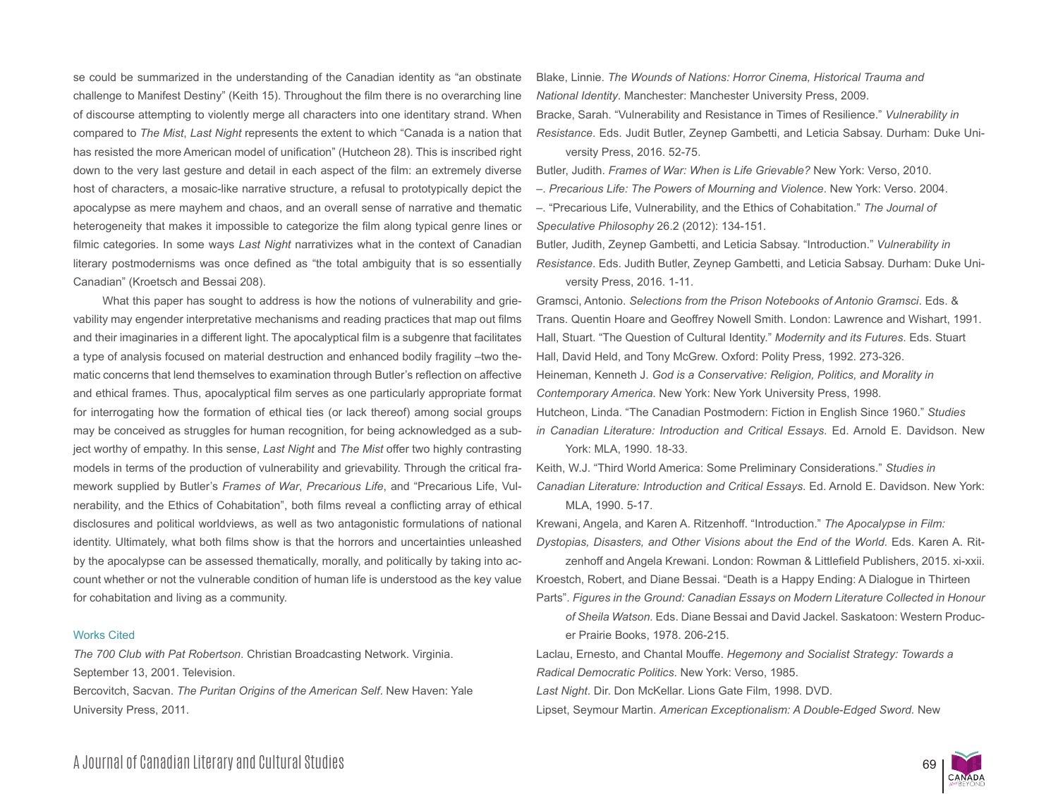se could be summarized in the understanding of the Canadian identity as "an obstinate challenge to Manifest Destiny" (Keith 15). Throughout the film there is no overarching line of discourse attempting to violently merge all characters into one identitary strand. When compared to *The Mist*, *Last Night* represents the extent to which "Canada is a nation that has resisted the more American model of unification" (Hutcheon 28). This is inscribed right down to the very last gesture and detail in each aspect of the film: an extremely diverse host of characters, a mosaic-like narrative structure, a refusal to prototypically depict the apocalypse as mere mayhem and chaos, and an overall sense of narrative and thematic heterogeneity that makes it impossible to categorize the film along typical genre lines or filmic categories. In some ways *Last Night* narrativizes what in the context of Canadian literary postmodernisms was once defined as "the total ambiguity that is so essentially Canadian" (Kroetsch and Bessai 208).

What this paper has sought to address is how the notions of vulnerability and grievability may engender interpretative mechanisms and reading practices that map out films and their imaginaries in a different light. The apocalyptical film is a subgenre that facilitates a type of analysis focused on material destruction and enhanced bodily fragility –two thematic concerns that lend themselves to examination through Butler's reflection on affective and ethical frames. Thus, apocalyptical film serves as one particularly appropriate format for interrogating how the formation of ethical ties (or lack thereof) among social groups may be conceived as struggles for human recognition, for being acknowledged as a subject worthy of empathy. In this sense, *Last Night* and *The Mist* offer two highly contrasting models in terms of the production of vulnerability and grievability. Through the critical framework supplied by Butler's *Frames of War*, *Precarious Life*, and "Precarious Life, Vulnerability, and the Ethics of Cohabitation", both films reveal a conflicting array of ethical disclosures and political worldviews, as well as two antagonistic formulations of national identity. Ultimately, what both films show is that the horrors and uncertainties unleashed by the apocalypse can be assessed thematically, morally, and politically by taking into account whether or not the vulnerable condition of human life is understood as the key value for cohabitation and living as a community.

## Works Cited

*The 700 Club with Pat Robertson*. Christian Broadcasting Network. Virginia. September 13, 2001. Television.

Bercovitch, Sacvan. *The Puritan Origins of the American Self*. New Haven: Yale University Press, 2011.

Blake, Linnie. *The Wounds of Nations: Horror Cinema, Historical Trauma and National Identity*. Manchester: Manchester University Press, 2009.

Bracke, Sarah. "Vulnerability and Resistance in Times of Resilience." *Vulnerability in Resistance*. Eds. Judit Butler, Zeynep Gambetti, and Leticia Sabsay. Durham: Duke University Press, 2016. 52-75.

Butler, Judith. *Frames of War: When is Life Grievable?* New York: Verso, 2010.

–. *Precarious Life: The Powers of Mourning and Violence*. New York: Verso. 2004.

–. "Precarious Life, Vulnerability, and the Ethics of Cohabitation." *The Journal of Speculative Philosophy* 26.2 (2012): 134-151.

Butler, Judith, Zeynep Gambetti, and Leticia Sabsay. "Introduction." *Vulnerability in Resistance*. Eds. Judith Butler, Zeynep Gambetti, and Leticia Sabsay. Durham: Duke University Press, 2016. 1-11.

Gramsci, Antonio. *Selections from the Prison Notebooks of Antonio Gramsci*. Eds. & Trans. Quentin Hoare and Geoffrey Nowell Smith. London: Lawrence and Wishart, 1991.

Hall, Stuart. "The Question of Cultural Identity." *Modernity and its Futures*. Eds. Stuart Hall, David Held, and Tony McGrew. Oxford: Polity Press, 1992. 273-326.

Heineman, Kenneth J. *God is a Conservative: Religion, Politics, and Morality in Contemporary America*. New York: New York University Press, 1998.

Hutcheon, Linda. "The Canadian Postmodern: Fiction in English Since 1960." *Studies in Canadian Literature: Introduction and Critical Essays*. Ed. Arnold E. Davidson. New York: MLA, 1990. 18-33.

Keith, W.J. "Third World America: Some Preliminary Considerations." *Studies in Canadian Literature: Introduction and Critical Essays*. Ed. Arnold E. Davidson. New York: MLA, 1990. 5-17.

Krewani, Angela, and Karen A. Ritzenhoff. "Introduction." *The Apocalypse in Film: Dystopias, Disasters, and Other Visions about the End of the World*. Eds. Karen A. Ritzenhoff and Angela Krewani. London: Rowman & Littlefield Publishers, 2015. xi-xxii.

Kroestch, Robert, and Diane Bessai. "Death is a Happy Ending: A Dialogue in Thirteen Parts". *Figures in the Ground: Canadian Essays on Modern Literature Collected in Honour of Sheila Watson*. Eds. Diane Bessai and David Jackel. Saskatoon: Western Producer Prairie Books, 1978. 206-215.

Laclau, Ernesto, and Chantal Mouffe. *Hegemony and Socialist Strategy: Towards a Radical Democratic Politics*. New York: Verso, 1985.

*Last Night*. Dir. Don McKellar. Lions Gate Film, 1998. DVD.

Lipset, Seymour Martin. *American Exceptionalism: A Double-Edged Sword*. New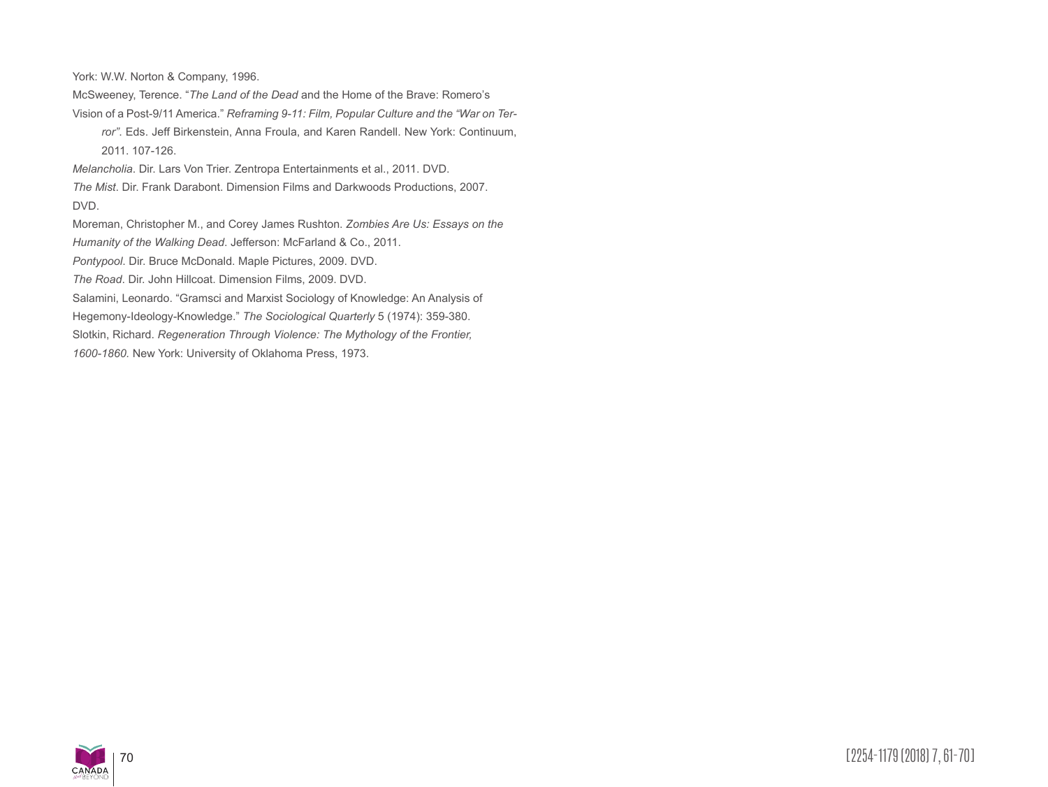York: W.W. Norton & Company, 1996.

McSweeney, Terence. "*The Land of the Dead* and the Home of the Brave: Romero's Vision of a Post-9/11 America." *Reframing 9-11: Film, Popular Culture and the "War on Terror"*. Eds. Jeff Birkenstein, Anna Froula, and Karen Randell. New York: Continuum, 2011. 107-126.

*Melancholia*. Dir. Lars Von Trier. Zentropa Entertainments et al., 2011. DVD.

*The Mist*. Dir. Frank Darabont. Dimension Films and Darkwoods Productions, 2007. DVD.

Moreman, Christopher M., and Corey James Rushton. *Zombies Are Us: Essays on the Humanity of the Walking Dead*. Jefferson: McFarland & Co., 2011.

*Pontypool*. Dir. Bruce McDonald. Maple Pictures, 2009. DVD.

*The Road*. Dir. John Hillcoat. Dimension Films, 2009. DVD.

Salamini, Leonardo. "Gramsci and Marxist Sociology of Knowledge: An Analysis of Hegemony-Ideology-Knowledge." *The Sociological Quarterly* 5 (1974): 359-380.

Slotkin, Richard. *Regeneration Through Violence: The Mythology of the Frontier, 1600-1860.* New York: University of Oklahoma Press, 1973.